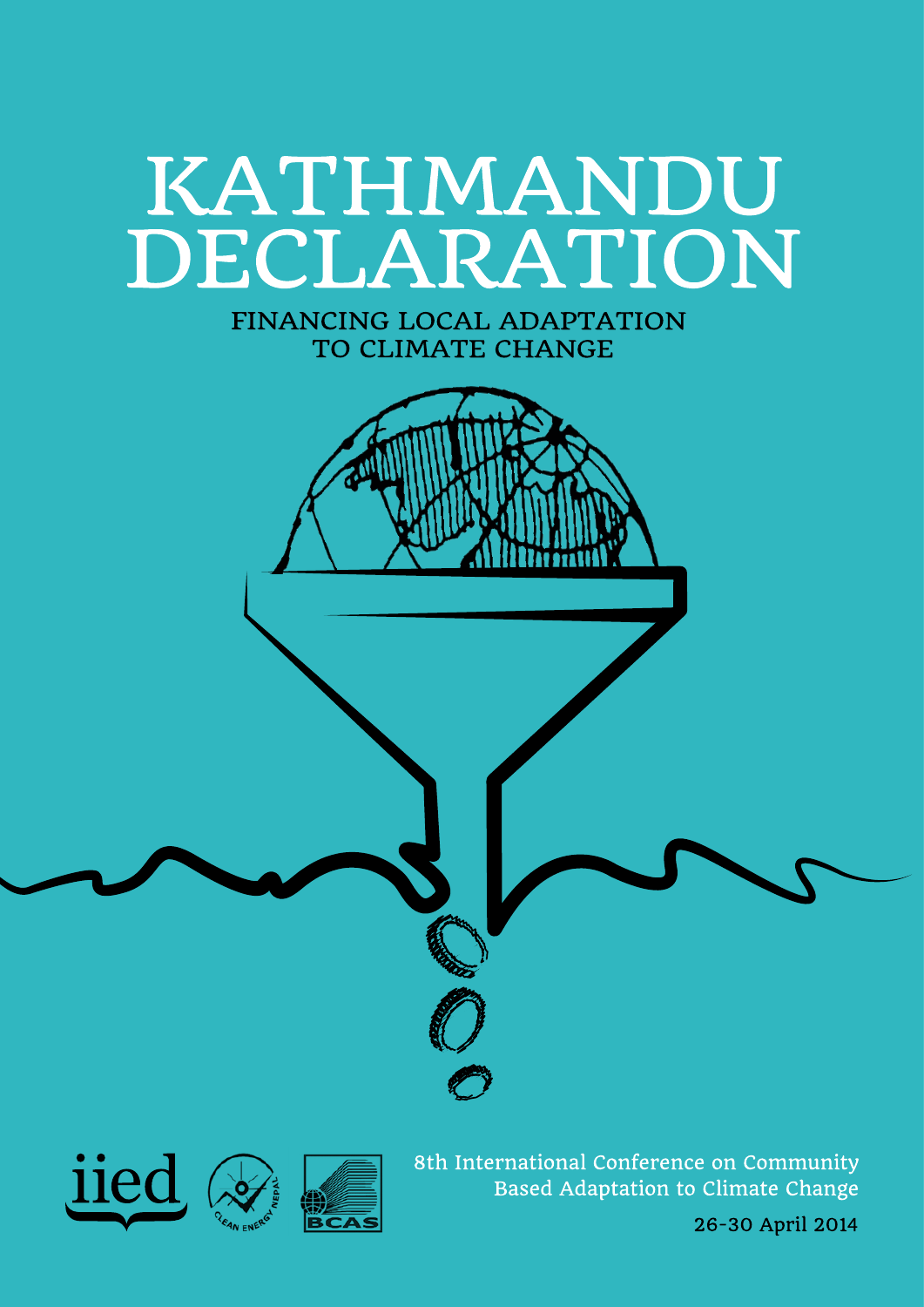# KATHMANDU DECLARATION

## FINANCING LOCAL ADAPTATION TO CLIMATE CHANGE

8th International Conference on Community Based Adaptation to Climate Change

26-30 April 2014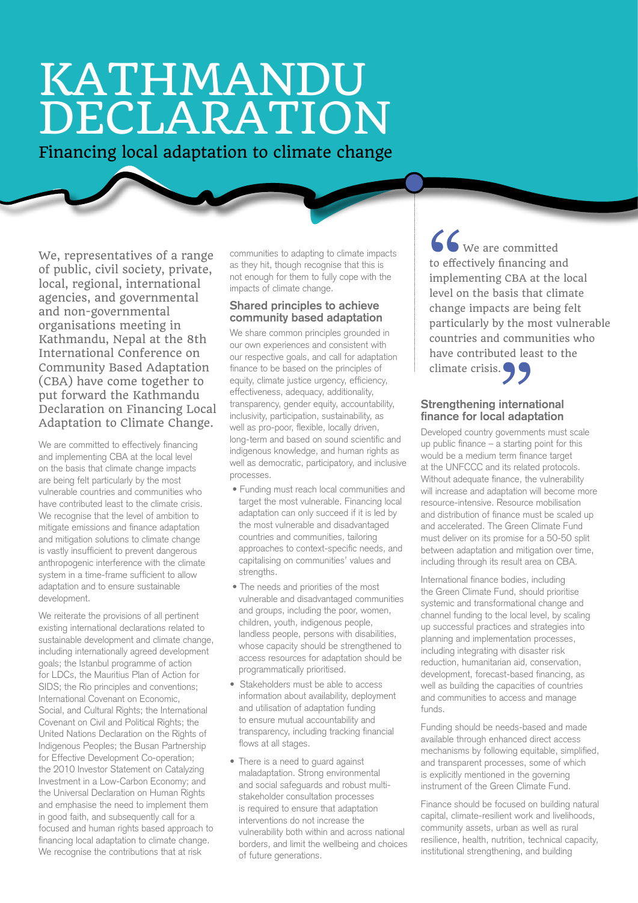# KATHMANDU DECLARATION

## Financing local adaptation to climate change

We, representatives of a range of public, civil society, private, local, regional, international agencies, and governmental and non-governmental organisations meeting in Kathmandu, Nepal at the 8th International Conference on Community Based Adaptation (CBA) have come together to put forward the Kathmandu Declaration on Financing Local Adaptation to Climate Change.

We are committed to effectively financing and implementing CBA at the local level on the basis that climate change impacts are being felt particularly by the most vulnerable countries and communities who have contributed least to the climate crisis. We recognise that the level of ambition to mitigate emissions and finance adaptation and mitigation solutions to climate change is vastly insufficient to prevent dangerous anthropogenic interference with the climate system in a time-frame sufficient to allow adaptation and to ensure sustainable development.

We reiterate the provisions of all pertinent existing international declarations related to sustainable development and climate change, including internationally agreed development goals; the Istanbul programme of action for LDCs, the Mauritius Plan of Action for SIDS; the Rio principles and conventions; International Covenant on Economic, Social, and Cultural Rights; the International Covenant on Civil and Political Rights; the United Nations Declaration on the Rights of Indigenous Peoples; the Busan Partnership for Effective Development Co-operation; the 2010 Investor Statement on Catalyzing Investment in a Low-Carbon Economy; and the Universal Declaration on Human Rights and emphasise the need to implement them in good faith, and subsequently call for a focused and human rights based approach to financing local adaptation to climate change. We recognise the contributions that at risk communities to adapting to climate impacts as they hit, though recognise that this is not enough for them to fully cope with the impacts of climate change.

### Shared principles to achieve community based adaptation

We share common principles grounded in our own experiences and consistent with our respective goals, and call for adaptation finance to be based on the principles of equity, climate justice urgency, efficiency, effectiveness, adequacy, additionality, transparency, gender equity, accountability, inclusivity, participation, sustainability, as well as pro-poor, flexible, locally driven, long-term and based on sound scientific and indigenous knowledge, and human rights as well as democratic, participatory, and inclusive processes.

- Funding must reach local communities and target the most vulnerable. Financing local adaptation can only succeed if it is led by the most vulnerable and disadvantaged countries and communities, tailoring approaches to context-specific needs, and capitalising on communities' values and strengths.
- The needs and priorities of the most vulnerable and disadvantaged communities and groups, including the poor, women, children, youth, indigenous people, landless people, persons with disabilities, whose capacity should be strengthened to access resources for adaptation should be programmatically prioritised.
- Stakeholders must be able to access information about availability, deployment and utilisation of adaptation funding to ensure mutual accountability and transparency, including tracking financial flows at all stages.
- There is a need to guard against maladaptation. Strong environmental and social safeguards and robust multi-stakeholder consultation processes is required to ensure that adaptation interventions do not increase the vulnerability both within and across national borders, and limit the wellbeing and choices of future generations.

> "We are committed to effectively financing and implementing CBA at the local level on the basis that climate change impacts are being felt particularly by the most vulnerable countries and communities who have contributed least to the climate crisis."

### Strengthening international finance for local adaptation

Developed country governments must scale up public finance – a starting point for this would be a medium term finance target at the UNFCCC and its related protocols. Without adequate finance, the vulnerability will increase and adaptation will become more resource-intensive. Resource mobilisation and distribution of finance must be scaled up and accelerated. The Green Climate Fund must deliver on its promise for a 50-50 split between adaptation and mitigation over time, including through its result area on CBA.

International finance bodies, including the Green Climate Fund, should prioritise systemic and transformational change and channel funding to the local level, by scaling up successful practices and strategies into planning and implementation processes, including integrating with disaster risk reduction, humanitarian aid, conservation, development, forecast-based financing, as well as building the capacities of countries and communities to access and manage funds.

Funding should be needs-based and made available through enhanced direct access mechanisms by following equitable, simplified, and transparent processes, some of which is explicitly mentioned in the governing instrument of the Green Climate Fund.

Finance should be focused on building natural capital, climate-resilient work and livelihoods, community assets, urban as well as rural resilience, health, nutrition, technical capacity, institutional strengthening, and building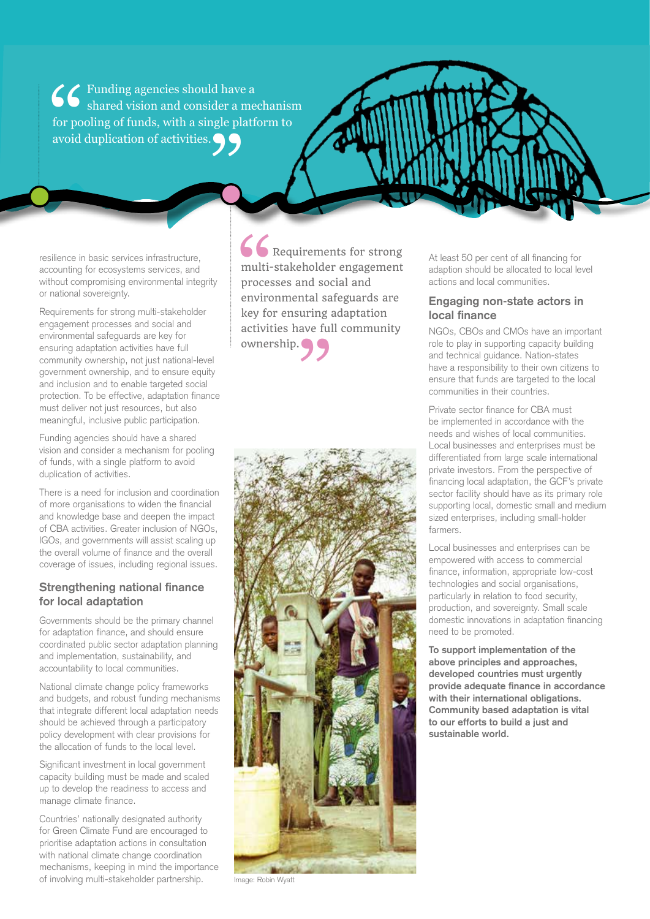> Funding agencies should have a shared vision and consider a mechanism for pooling of funds, with a single platform to avoid duplication of activities.

resilience in basic services infrastructure, accounting for ecosystems services, and without compromising environmental integrity or national sovereignty.

Requirements for strong multi-stakeholder engagement processes and social and environmental safeguards are key for ensuring adaptation activities have full community ownership, not just national-level government ownership, and to ensure equity and inclusion and to enable targeted social protection. To be effective, adaptation finance must deliver not just resources, but also meaningful, inclusive public participation.

Funding agencies should have a shared vision and consider a mechanism for pooling of funds, with a single platform to avoid duplication of activities.

There is a need for inclusion and coordination of more organisations to widen the financial and knowledge base and deepen the impact of CBA activities. Greater inclusion of NGOs, IGOs, and governments will assist scaling up the overall volume of finance and the overall coverage of issues, including regional issues.

## Strengthening national finance for local adaptation

Governments should be the primary channel for adaptation finance, and should ensure coordinated public sector adaptation planning and implementation, sustainability, and accountability to local communities.

National climate change policy frameworks and budgets, and robust funding mechanisms that integrate different local adaptation needs should be achieved through a participatory policy development with clear provisions for the allocation of funds to the local level.

Significant investment in local government capacity building must be made and scaled up to develop the readiness to access and manage climate finance.

Countries' nationally designated authority for Green Climate Fund are encouraged to prioritise adaptation actions in consultation with national climate change coordination mechanisms, keeping in mind the importance of involving multi-stakeholder partnership.

> Requirements for strong multi-stakeholder engagement processes and social and environmental safeguards are key for ensuring adaptation activities have full community ownership.

Image: Robin Wyatt

At least 50 per cent of all financing for adaption should be allocated to local level actions and local communities.

## Engaging non-state actors in local finance

NGOs, CBOs and CMOs have an important role to play in supporting capacity building and technical guidance. Nation-states have a responsibility to their own citizens to ensure that funds are targeted to the local communities in their countries.

Private sector finance for CBA must be implemented in accordance with the needs and wishes of local communities. Local businesses and enterprises must be differentiated from large scale international private investors. From the perspective of financing local adaptation, the GCF's private sector facility should have as its primary role supporting local, domestic small and medium sized enterprises, including small-holder farmers.

Local businesses and enterprises can be empowered with access to commercial finance, information, appropriate low-cost technologies and social organisations, particularly in relation to food security, production, and sovereignty. Small scale domestic innovations in adaptation financing need to be promoted.

**To support implementation of the above principles and approaches, developed countries must urgently provide adequate finance in accordance with their international obligations. Community based adaptation is vital to our efforts to build a just and sustainable world.**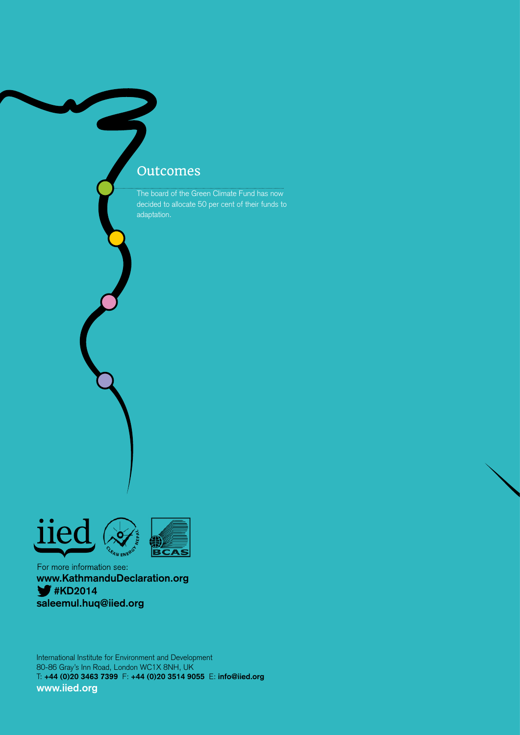## Outcomes

The board of the Green Climate Fund has now decided to allocate 50 per cent of their funds to adaptation.

For more information see:
**www.KathmanduDeclaration.org**
**#KD2014**
**saleemul.huq@iied.org**

International Institute for Environment and Development
80-86 Gray's Inn Road, London WC1X 8NH, UK
T: **+44 (0)20 3463 7399** F: **+44 (0)20 3514 9055** E: **info@iied.org**
**www.iied.org**